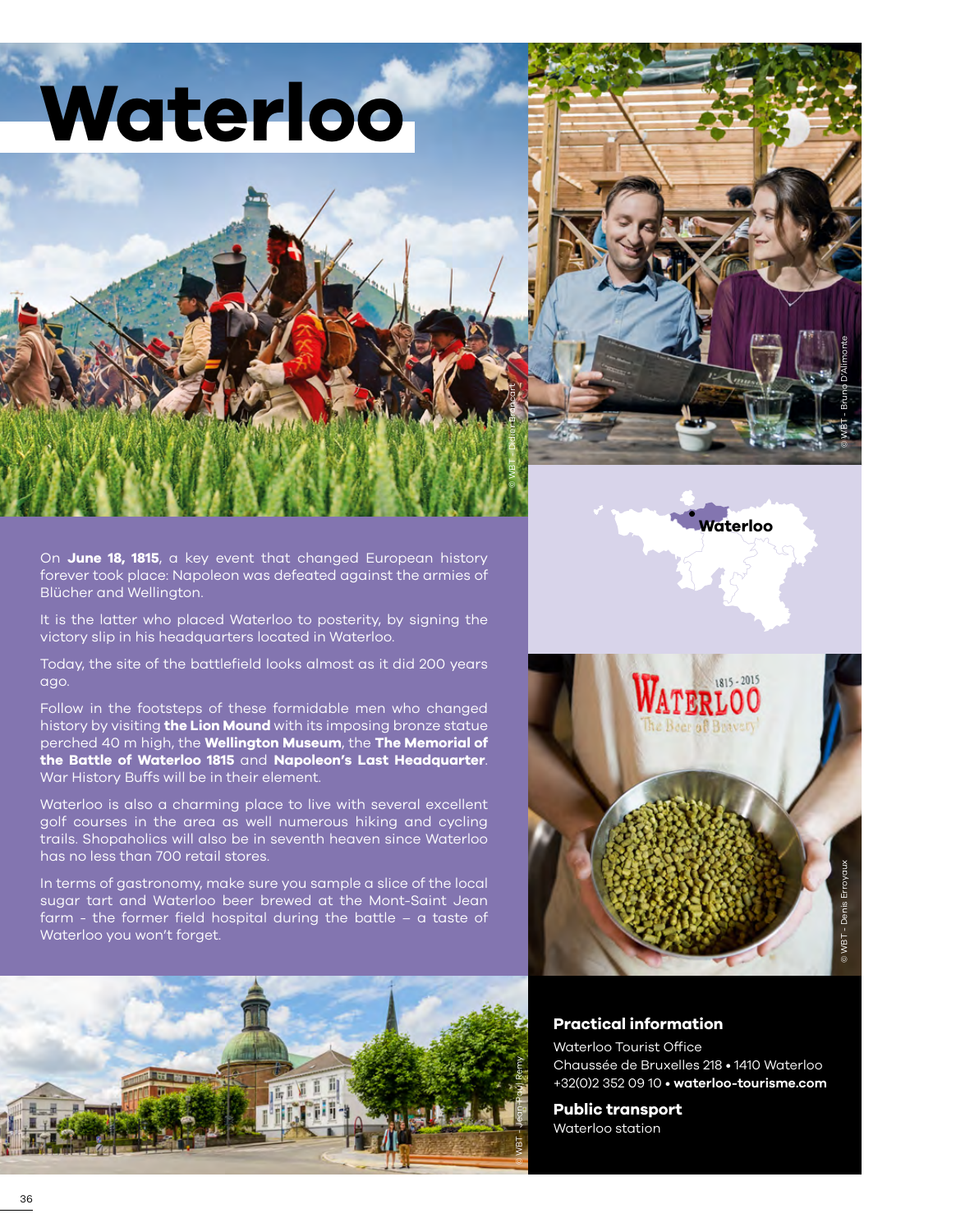# Waterloo

On **June 18, 1815**, a key event that changed European history forever took place: Napoleon was defeated against the armies of Blücher and Wellington.

It is the latter who placed Waterloo to posterity, by signing the victory slip in his headquarters located in Waterloo.

Today, the site of the battlefield looks almost as it did 200 years ago.

Follow in the footsteps of these formidable men who changed history by visiting **the Lion Mound** with its imposing bronze statue perched 40 m high, the **Wellington Museum**, the **The Memorial of the Battle of Waterloo 1815** and **Napoleon's Last Headquarter**. War History Buffs will be in their element.

Waterloo is also a charming place to live with several excellent golf courses in the area as well numerous hiking and cycling trails. Shopaholics will also be in seventh heaven since Waterloo has no less than 700 retail stores.

In terms of gastronomy, make sure you sample a slice of the local sugar tart and Waterloo beer brewed at the Mont-Saint Jean farm - the former field hospital during the battle – a taste of Waterloo you won't forget.

## Practical information

Waterloo Tourist Office
Chaussée de Bruxelles 218 • 1410 Waterloo
+32(0)2 352 09 10 • **waterloo-tourisme.com**

## Public transport

Waterloo station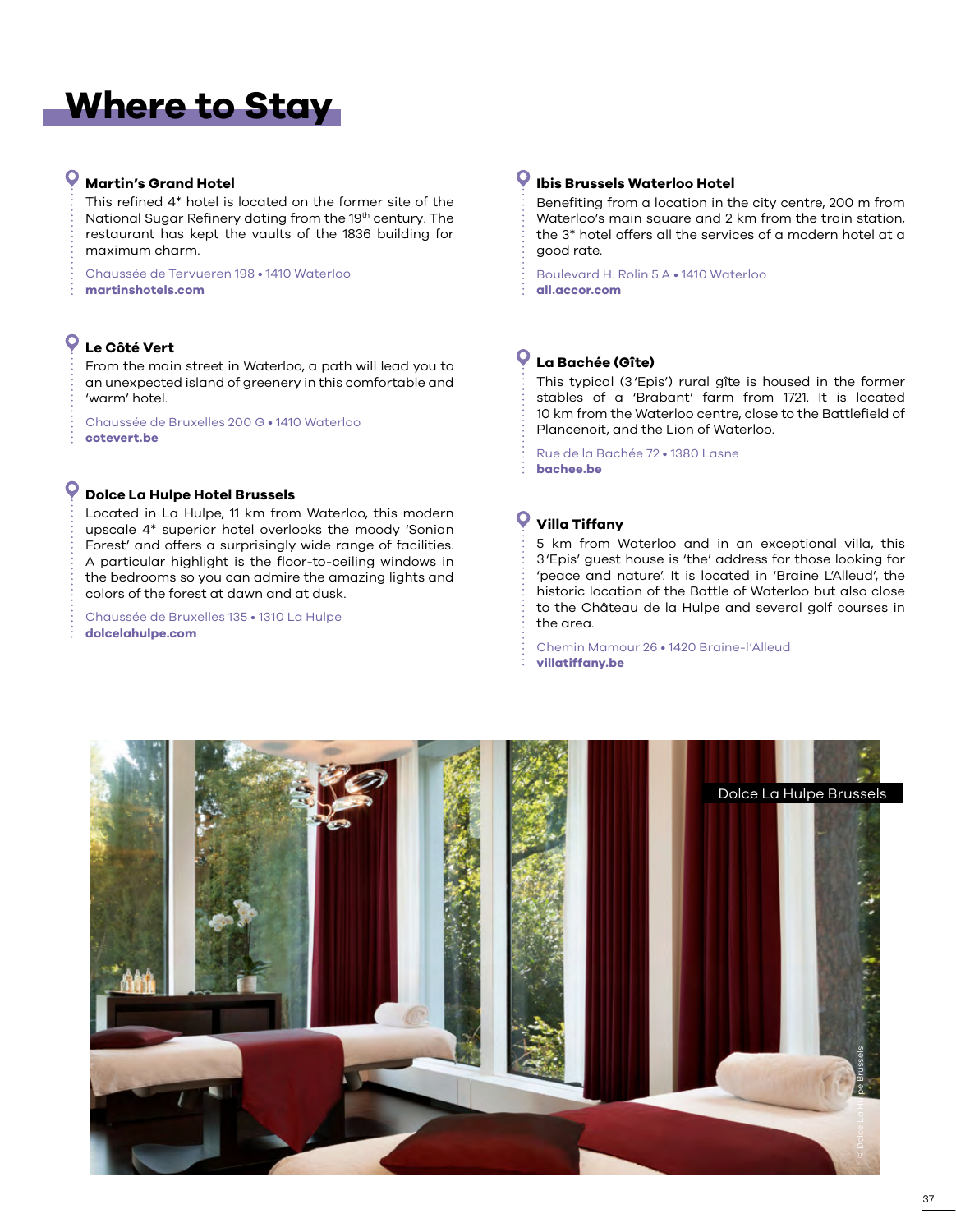# Where to Stay

### Martin's Grand Hotel

This refined 4* hotel is located on the former site of the National Sugar Refinery dating from the 19th century. The restaurant has kept the vaults of the 1836 building for maximum charm.

Chaussée de Tervueren 198 • 1410 Waterloo
**martinshotels.com**

### Le Côté Vert

From the main street in Waterloo, a path will lead you to an unexpected island of greenery in this comfortable and 'warm' hotel.

Chaussée de Bruxelles 200 G • 1410 Waterloo
**cotevert.be**

### Dolce La Hulpe Hotel Brussels

Located in La Hulpe, 11 km from Waterloo, this modern upscale 4* superior hotel overlooks the moody 'Sonian Forest' and offers a surprisingly wide range of facilities. A particular highlight is the floor-to-ceiling windows in the bedrooms so you can admire the amazing lights and colors of the forest at dawn and at dusk.

Chaussée de Bruxelles 135 • 1310 La Hulpe
**dolcelahulpe.com**

### Ibis Brussels Waterloo Hotel

Benefiting from a location in the city centre, 200 m from Waterloo's main square and 2 km from the train station, the 3* hotel offers all the services of a modern hotel at a good rate.

Boulevard H. Rolin 5 A • 1410 Waterloo
**all.accor.com**

### La Bachée (Gîte)

This typical (3 'Epis') rural gîte is housed in the former stables of a 'Brabant' farm from 1721. It is located 10 km from the Waterloo centre, close to the Battlefield of Plancenoit, and the Lion of Waterloo.

Rue de la Bachée 72 • 1380 Lasne
**bachee.be**

### Villa Tiffany

5 km from Waterloo and in an exceptional villa, this 3 'Epis' guest house is 'the' address for those looking for 'peace and nature'. It is located in 'Braine L'Alleud', the historic location of the Battle of Waterloo but also close to the Château de la Hulpe and several golf courses in the area.

Chemin Mamour 26 • 1420 Braine-l'Alleud
**villatiffany.be**

Dolce La Hulpe Brussels

© Dolce La Hulpe Brussels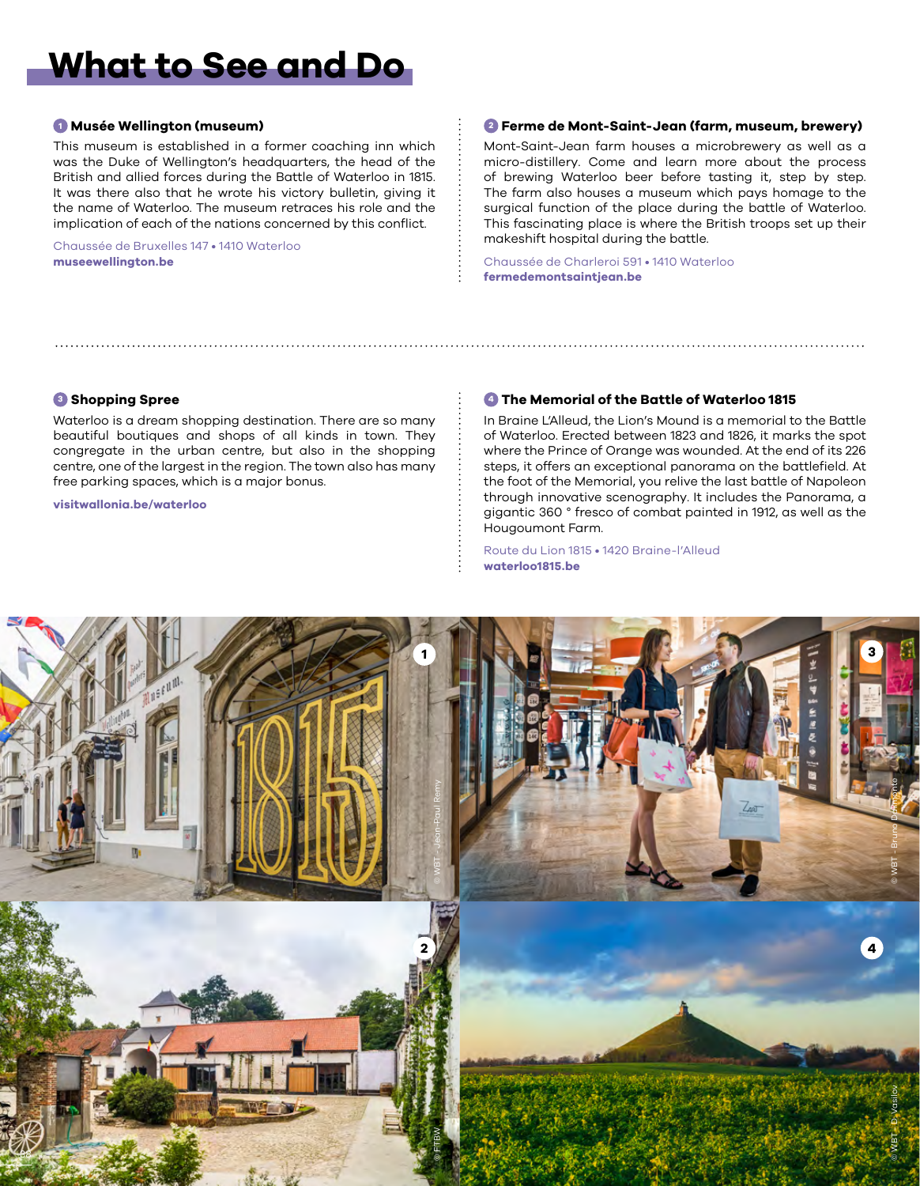# What to See and Do

### 1 Musée Wellington (museum)

This museum is established in a former coaching inn which was the Duke of Wellington's headquarters, the head of the British and allied forces during the Battle of Waterloo in 1815. It was there also that he wrote his victory bulletin, giving it the name of Waterloo. The museum retraces his role and the implication of each of the nations concerned by this conflict.

Chaussée de Bruxelles 147 • 1410 Waterloo
**museewellington.be**

### 2 Ferme de Mont-Saint-Jean (farm, museum, brewery)

Mont-Saint-Jean farm houses a microbrewery as well as a micro-distillery. Come and learn more about the process of brewing Waterloo beer before tasting it, step by step. The farm also houses a museum which pays homage to the surgical function of the place during the battle of Waterloo. This fascinating place is where the British troops set up their makeshift hospital during the battle.

Chaussée de Charleroi 591 • 1410 Waterloo
**fermedemontsaintjean.be**

### 3 Shopping Spree

Waterloo is a dream shopping destination. There are so many beautiful boutiques and shops of all kinds in town. They congregate in the urban centre, but also in the shopping centre, one of the largest in the region. The town also has many free parking spaces, which is a major bonus.

**visitwallonia.be/waterloo**

### 4 The Memorial of the Battle of Waterloo 1815

In Braine L'Alleud, the Lion's Mound is a memorial to the Battle of Waterloo. Erected between 1823 and 1826, it marks the spot where the Prince of Orange was wounded. At the end of its 226 steps, it offers an exceptional panorama on the battlefield. At the foot of the Memorial, you relive the last battle of Napoleon through innovative scenography. It includes the Panorama, a gigantic 360 ° fresco of combat painted in 1912, as well as the Hougoumont Farm.

Route du Lion 1815 • 1420 Braine-l'Alleud
**waterloo1815.be**

1 © WBT - Jean-Paul Remy

3 © WBT - Bruno D'Alimonte

2 © FTBW

4 © WBT - D. Vasilov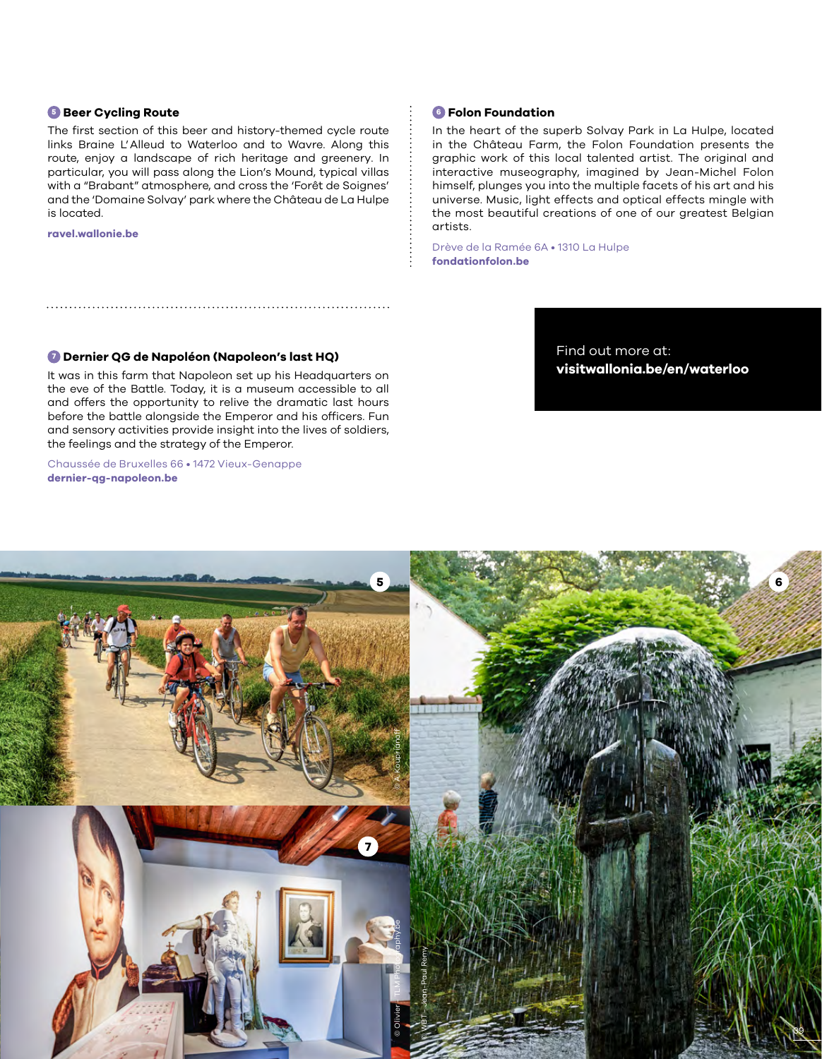### 5 Beer Cycling Route

The first section of this beer and history-themed cycle route links Braine L'Alleud to Waterloo and to Wavre. Along this route, enjoy a landscape of rich heritage and greenery. In particular, you will pass along the Lion's Mound, typical villas with a "Brabant" atmosphere, and cross the 'Forêt de Soignes' and the 'Domaine Solvay' park where the Château de La Hulpe is located.

**ravel.wallonie.be**

### 6 Folon Foundation

In the heart of the superb Solvay Park in La Hulpe, located in the Château Farm, the Folon Foundation presents the graphic work of this local talented artist. The original and interactive museography, imagined by Jean-Michel Folon himself, plunges you into the multiple facets of his art and his universe. Music, light effects and optical effects mingle with the most beautiful creations of one of our greatest Belgian artists.

Drève de la Ramée 6A • 1310 La Hulpe
**fondationfolon.be**

### 7 Dernier QG de Napoléon (Napoleon's last HQ)

It was in this farm that Napoleon set up his Headquarters on the eve of the Battle. Today, it is a museum accessible to all and offers the opportunity to relive the dramatic last hours before the battle alongside the Emperor and his officers. Fun and sensory activities provide insight into the lives of soldiers, the feelings and the strategy of the Emperor.

Chaussée de Bruxelles 66 • 1472 Vieux-Genappe
**dernier-qg-napoleon.be**

Find out more at:
**visitwallonia.be/en/waterloo**

5

© A. Koupriianoff

7

© Olivier - TLM Photography.be

6

© WBT - Jean-Paul Remy